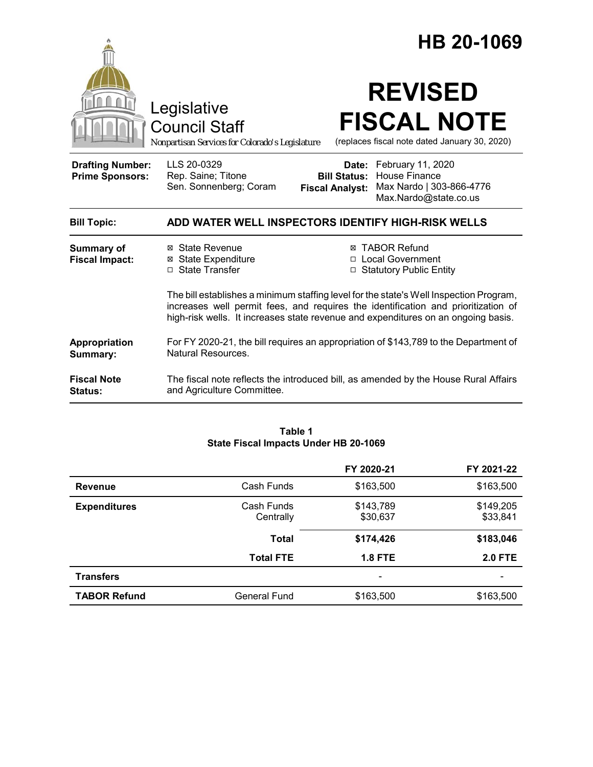# HB 20-1069

Legislative Council Staff

*Nonpartisan Services for Colorado's Legislature*

# REVISED FISCAL NOTE

(replaces fiscal note dated January 30, 2020)

| | | | |
|---|---|---|---|
| **Drafting Number:** | LLS 20-0329 | **Date:** | February 11, 2020 |
| **Prime Sponsors:** | Rep. Saine; Titone<br>Sen. Sonnenberg; Coram | **Bill Status:** | House Finance |
| | | **Fiscal Analyst:** | Max Nardo \| 303-866-4776<br>Max.Nardo@state.co.us |

**Bill Topic:** **ADD WATER WELL INSPECTORS IDENTIFY HIGH-RISK WELLS**

**Summary of Fiscal Impact:**

- ☒ State Revenue
- ☒ State Expenditure
- ☐ State Transfer
- ☒ TABOR Refund
- ☐ Local Government
- ☐ Statutory Public Entity

The bill establishes a minimum staffing level for the state's Well Inspection Program, increases well permit fees, and requires the identification and prioritization of high-risk wells. It increases state revenue and expenditures on an ongoing basis.

**Appropriation Summary:** For FY 2020-21, the bill requires an appropriation of $143,789 to the Department of Natural Resources.

**Fiscal Note Status:** The fiscal note reflects the introduced bill, as amended by the House Rural Affairs and Agriculture Committee.

**Table 1**
**State Fiscal Impacts Under HB 20-1069**

| | | FY 2020-21 | FY 2021-22 |
|---|---|---|---|
| **Revenue** | Cash Funds | $163,500 | $163,500 |
| **Expenditures** | Cash Funds<br>Centrally | $143,789<br>$30,637 | $149,205<br>$33,841 |
| | **Total** | **$174,426** | **$183,046** |
| | **Total FTE** | **1.8 FTE** | **2.0 FTE** |
| **Transfers** | | - | - |
| **TABOR Refund** | General Fund | $163,500 | $163,500 |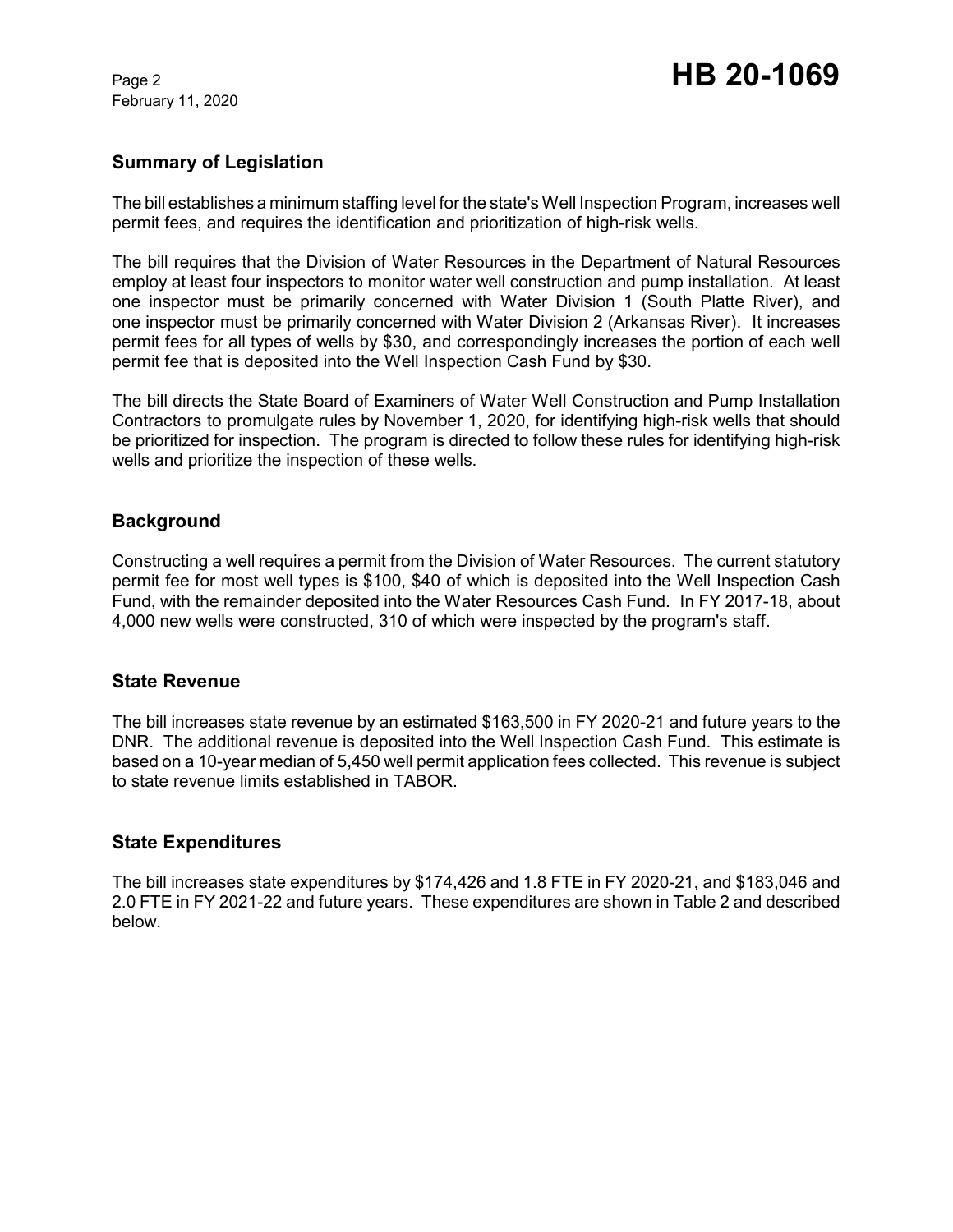## Summary of Legislation

The bill establishes a minimum staffing level for the state's Well Inspection Program, increases well permit fees, and requires the identification and prioritization of high-risk wells.

The bill requires that the Division of Water Resources in the Department of Natural Resources employ at least four inspectors to monitor water well construction and pump installation. At least one inspector must be primarily concerned with Water Division 1 (South Platte River), and one inspector must be primarily concerned with Water Division 2 (Arkansas River). It increases permit fees for all types of wells by $30, and correspondingly increases the portion of each well permit fee that is deposited into the Well Inspection Cash Fund by $30.

The bill directs the State Board of Examiners of Water Well Construction and Pump Installation Contractors to promulgate rules by November 1, 2020, for identifying high-risk wells that should be prioritized for inspection. The program is directed to follow these rules for identifying high-risk wells and prioritize the inspection of these wells.

## Background

Constructing a well requires a permit from the Division of Water Resources. The current statutory permit fee for most well types is $100, $40 of which is deposited into the Well Inspection Cash Fund, with the remainder deposited into the Water Resources Cash Fund. In FY 2017-18, about 4,000 new wells were constructed, 310 of which were inspected by the program's staff.

## State Revenue

The bill increases state revenue by an estimated $163,500 in FY 2020-21 and future years to the DNR. The additional revenue is deposited into the Well Inspection Cash Fund. This estimate is based on a 10-year median of 5,450 well permit application fees collected. This revenue is subject to state revenue limits established in TABOR.

## State Expenditures

The bill increases state expenditures by $174,426 and 1.8 FTE in FY 2020-21, and $183,046 and 2.0 FTE in FY 2021-22 and future years. These expenditures are shown in Table 2 and described below.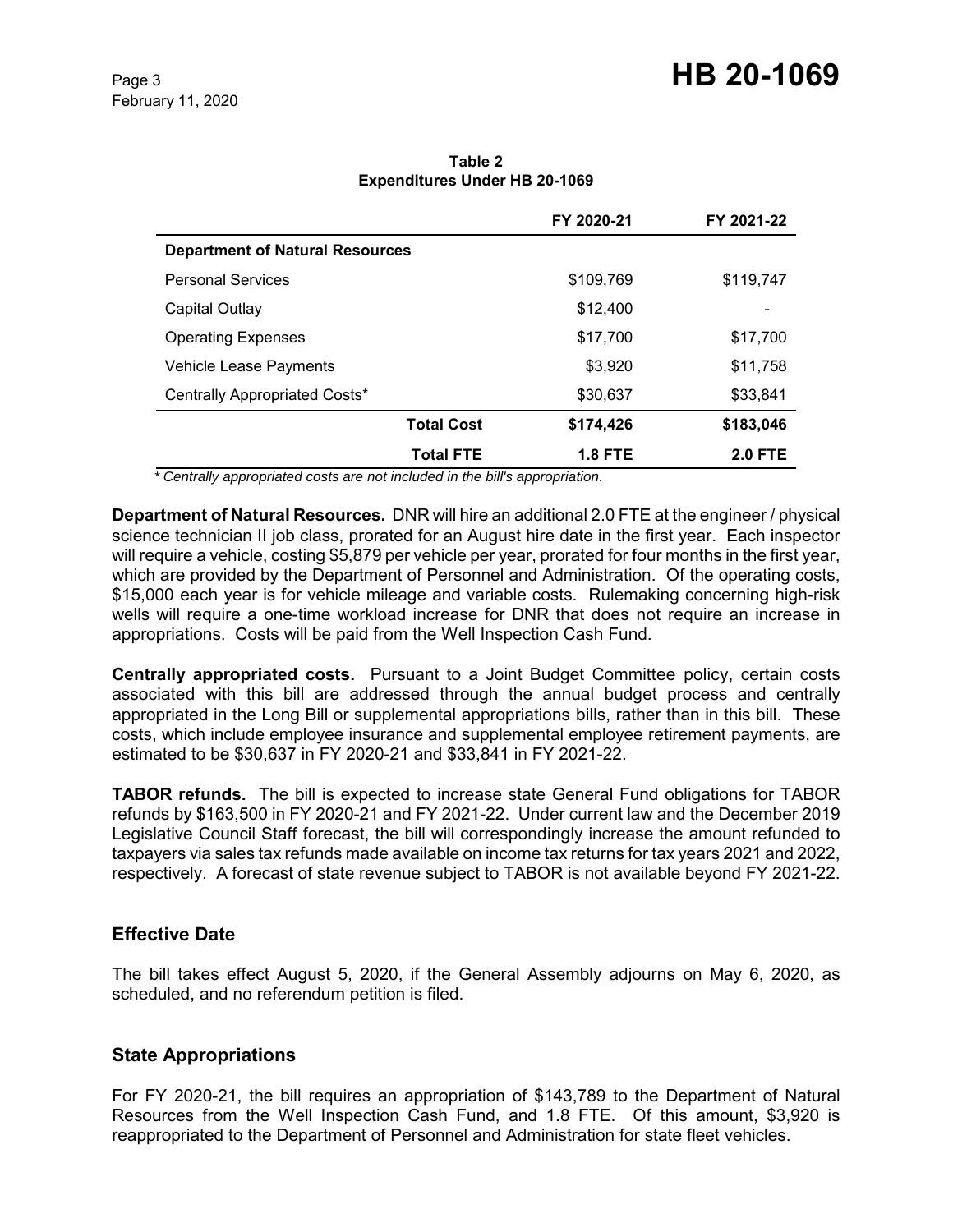**Table 2**
**Expenditures Under HB 20-1069**

| | FY 2020-21 | FY 2021-22 |
|---|---|---|
| **Department of Natural Resources** | | |
| Personal Services | $109,769 | $119,747 |
| Capital Outlay | $12,400 | - |
| Operating Expenses | $17,700 | $17,700 |
| Vehicle Lease Payments | $3,920 | $11,758 |
| Centrally Appropriated Costs* | $30,637 | $33,841 |
| **Total Cost** | **$174,426** | **$183,046** |
| **Total FTE** | **1.8 FTE** | **2.0 FTE** |

*\* Centrally appropriated costs are not included in the bill's appropriation.*

**Department of Natural Resources.** DNR will hire an additional 2.0 FTE at the engineer / physical science technician II job class, prorated for an August hire date in the first year. Each inspector will require a vehicle, costing $5,879 per vehicle per year, prorated for four months in the first year, which are provided by the Department of Personnel and Administration. Of the operating costs, $15,000 each year is for vehicle mileage and variable costs. Rulemaking concerning high-risk wells will require a one-time workload increase for DNR that does not require an increase in appropriations. Costs will be paid from the Well Inspection Cash Fund.

**Centrally appropriated costs.** Pursuant to a Joint Budget Committee policy, certain costs associated with this bill are addressed through the annual budget process and centrally appropriated in the Long Bill or supplemental appropriations bills, rather than in this bill. These costs, which include employee insurance and supplemental employee retirement payments, are estimated to be $30,637 in FY 2020-21 and $33,841 in FY 2021-22.

**TABOR refunds.** The bill is expected to increase state General Fund obligations for TABOR refunds by $163,500 in FY 2020-21 and FY 2021-22. Under current law and the December 2019 Legislative Council Staff forecast, the bill will correspondingly increase the amount refunded to taxpayers via sales tax refunds made available on income tax returns for tax years 2021 and 2022, respectively. A forecast of state revenue subject to TABOR is not available beyond FY 2021-22.

## Effective Date

The bill takes effect August 5, 2020, if the General Assembly adjourns on May 6, 2020, as scheduled, and no referendum petition is filed.

## State Appropriations

For FY 2020-21, the bill requires an appropriation of $143,789 to the Department of Natural Resources from the Well Inspection Cash Fund, and 1.8 FTE. Of this amount, $3,920 is reappropriated to the Department of Personnel and Administration for state fleet vehicles.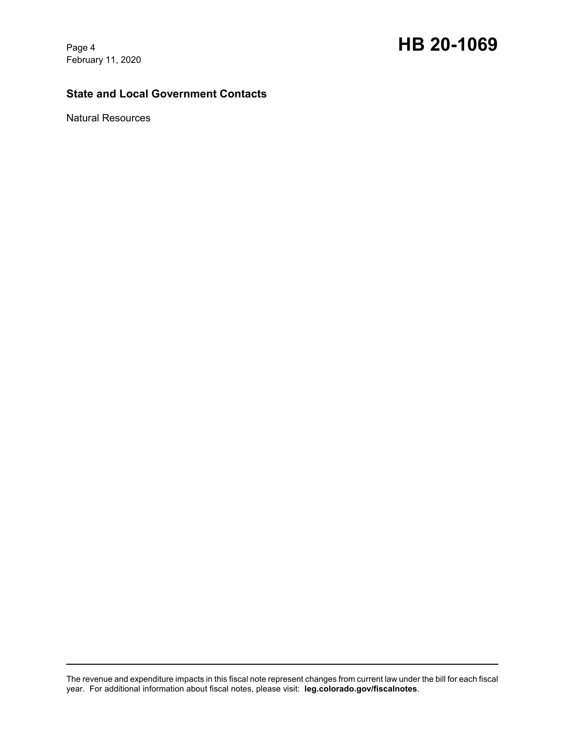## State and Local Government Contacts

Natural Resources

The revenue and expenditure impacts in this fiscal note represent changes from current law under the bill for each fiscal year. For additional information about fiscal notes, please visit: **leg.colorado.gov/fiscalnotes**.